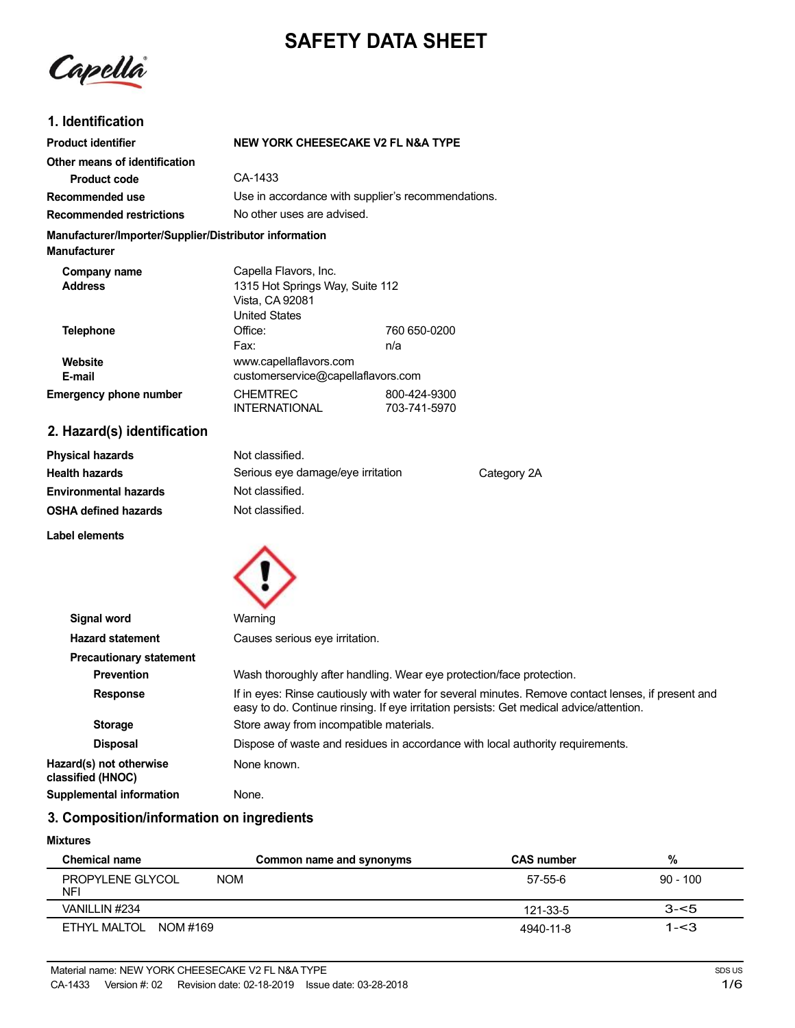# SAFETY DATA SHEET

## 1. Identification

| | |
|---|---|
| **Product identifier** | **NEW YORK CHEESECAKE V2 FL N&A TYPE** |
| **Other means of identification** | |
| **Product code** | CA-1433 |
| **Recommended use** | Use in accordance with supplier's recommendations. |
| **Recommended restrictions** | No other uses are advised. |

**Manufacturer/Importer/Supplier/Distributor information**

**Manufacturer**

| | | |
|---|---|---|
| **Company name** | Capella Flavors, Inc. | |
| **Address** | 1315 Hot Springs Way, Suite 112<br>Vista, CA 92081<br>United States | |
| **Telephone** | Office: | 760 650-0200 |
| | Fax: | n/a |
| **Website** | www.capellaflavors.com | |
| **E-mail** | customerservice@capellaflavors.com | |
| **Emergency phone number** | CHEMTREC | 800-424-9300 |
| | INTERNATIONAL | 703-741-5970 |

## 2. Hazard(s) identification

| | | |
|---|---|---|
| **Physical hazards** | Not classified. | |
| **Health hazards** | Serious eye damage/eye irritation | Category 2A |
| **Environmental hazards** | Not classified. | |
| **OSHA defined hazards** | Not classified. | |

**Label elements**

| | |
|---|---|
| **Signal word** | Warning |
| **Hazard statement** | Causes serious eye irritation. |
| **Precautionary statement** | |
| **Prevention** | Wash thoroughly after handling. Wear eye protection/face protection. |
| **Response** | If in eyes: Rinse cautiously with water for several minutes. Remove contact lenses, if present and easy to do. Continue rinsing. If eye irritation persists: Get medical advice/attention. |
| **Storage** | Store away from incompatible materials. |
| **Disposal** | Dispose of waste and residues in accordance with local authority requirements. |
| **Hazard(s) not otherwise classified (HNOC)** | None known. |
| **Supplemental information** | None. |

## 3. Composition/information on ingredients

**Mixtures**

| Chemical name | Common name and synonyms | CAS number | % |
|---|---|---|---|
| PROPYLENE GLYCOL NFI | NOM | 57-55-6 | 90 - 100 |
| VANILLIN #234 | | 121-33-5 | 3-<5 |
| ETHYL MALTOL NOM #169 | | 4940-11-8 | 1-<3 |

Material name: NEW YORK CHEESECAKE V2 FL N&A TYPE

CA-1433 Version #: 02 Revision date: 02-18-2019 Issue date: 03-28-2018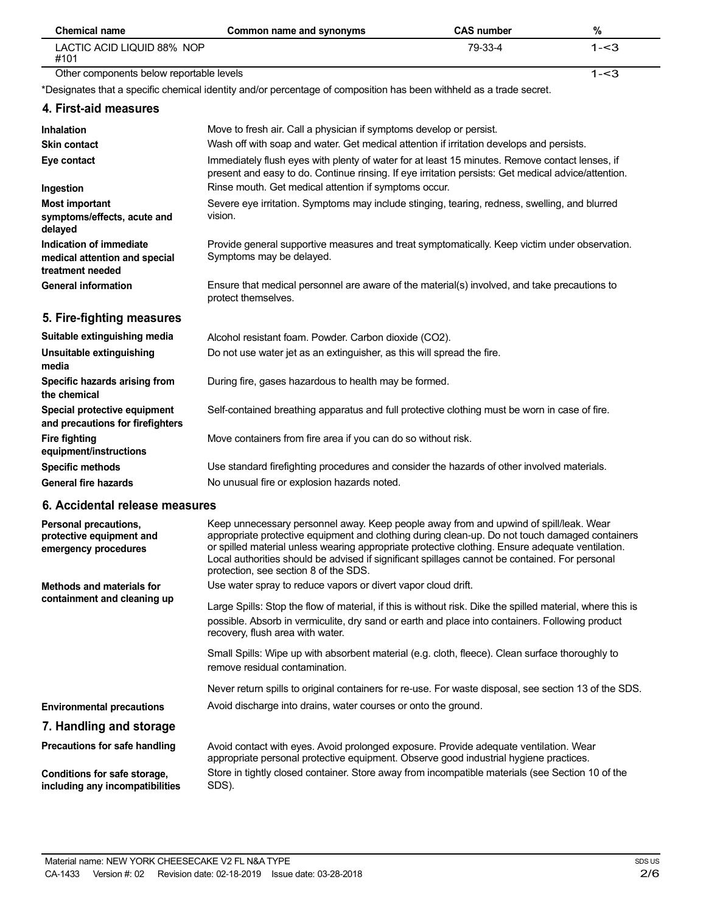| Chemical name | Common name and synonyms | CAS number | % |
| --- | --- | --- | --- |
| LACTIC ACID LIQUID 88% NOP #101 | | 79-33-4 | 1-<3 |
| Other components below reportable levels | | | 1-<3 |

*Designates that a specific chemical identity and/or percentage of composition has been withheld as a trade secret.

## 4. First-aid measures

| | |
| --- | --- |
| **Inhalation** | Move to fresh air. Call a physician if symptoms develop or persist. |
| **Skin contact** | Wash off with soap and water. Get medical attention if irritation develops and persists. |
| **Eye contact** | Immediately flush eyes with plenty of water for at least 15 minutes. Remove contact lenses, if present and easy to do. Continue rinsing. If eye irritation persists: Get medical advice/attention. |
| **Ingestion** | Rinse mouth. Get medical attention if symptoms occur. |
| **Most important symptoms/effects, acute and delayed** | Severe eye irritation. Symptoms may include stinging, tearing, redness, swelling, and blurred vision. |
| **Indication of immediate medical attention and special treatment needed** | Provide general supportive measures and treat symptomatically. Keep victim under observation. Symptoms may be delayed. |
| **General information** | Ensure that medical personnel are aware of the material(s) involved, and take precautions to protect themselves. |

## 5. Fire-fighting measures

| | |
| --- | --- |
| **Suitable extinguishing media** | Alcohol resistant foam. Powder. Carbon dioxide ($CO_2$). |
| **Unsuitable extinguishing media** | Do not use water jet as an extinguisher, as this will spread the fire. |
| **Specific hazards arising from the chemical** | During fire, gases hazardous to health may be formed. |
| **Special protective equipment and precautions for firefighters** | Self-contained breathing apparatus and full protective clothing must be worn in case of fire. |
| **Fire fighting equipment/instructions** | Move containers from fire area if you can do so without risk. |
| **Specific methods** | Use standard firefighting procedures and consider the hazards of other involved materials. |
| **General fire hazards** | No unusual fire or explosion hazards noted. |

## 6. Accidental release measures

| | |
| --- | --- |
| **Personal precautions, protective equipment and emergency procedures** | Keep unnecessary personnel away. Keep people away from and upwind of spill/leak. Wear appropriate protective equipment and clothing during clean-up. Do not touch damaged containers or spilled material unless wearing appropriate protective clothing. Ensure adequate ventilation. Local authorities should be advised if significant spillages cannot be contained. For personal protection, see section 8 of the SDS. |
| **Methods and materials for containment and cleaning up** | Use water spray to reduce vapors or divert vapor cloud drift.<br><br>Large Spills: Stop the flow of material, if this is without risk. Dike the spilled material, where this is possible. Absorb in vermiculite, dry sand or earth and place into containers. Following product recovery, flush area with water.<br><br>Small Spills: Wipe up with absorbent material (e.g. cloth, fleece). Clean surface thoroughly to remove residual contamination.<br><br>Never return spills to original containers for re-use. For waste disposal, see section 13 of the SDS. |
| **Environmental precautions** | Avoid discharge into drains, water courses or onto the ground. |

## 7. Handling and storage

| | |
| --- | --- |
| **Precautions for safe handling** | Avoid contact with eyes. Avoid prolonged exposure. Provide adequate ventilation. Wear appropriate personal protective equipment. Observe good industrial hygiene practices. |
| **Conditions for safe storage, including any incompatibilities** | Store in tightly closed container. Store away from incompatible materials (see Section 10 of the SDS). |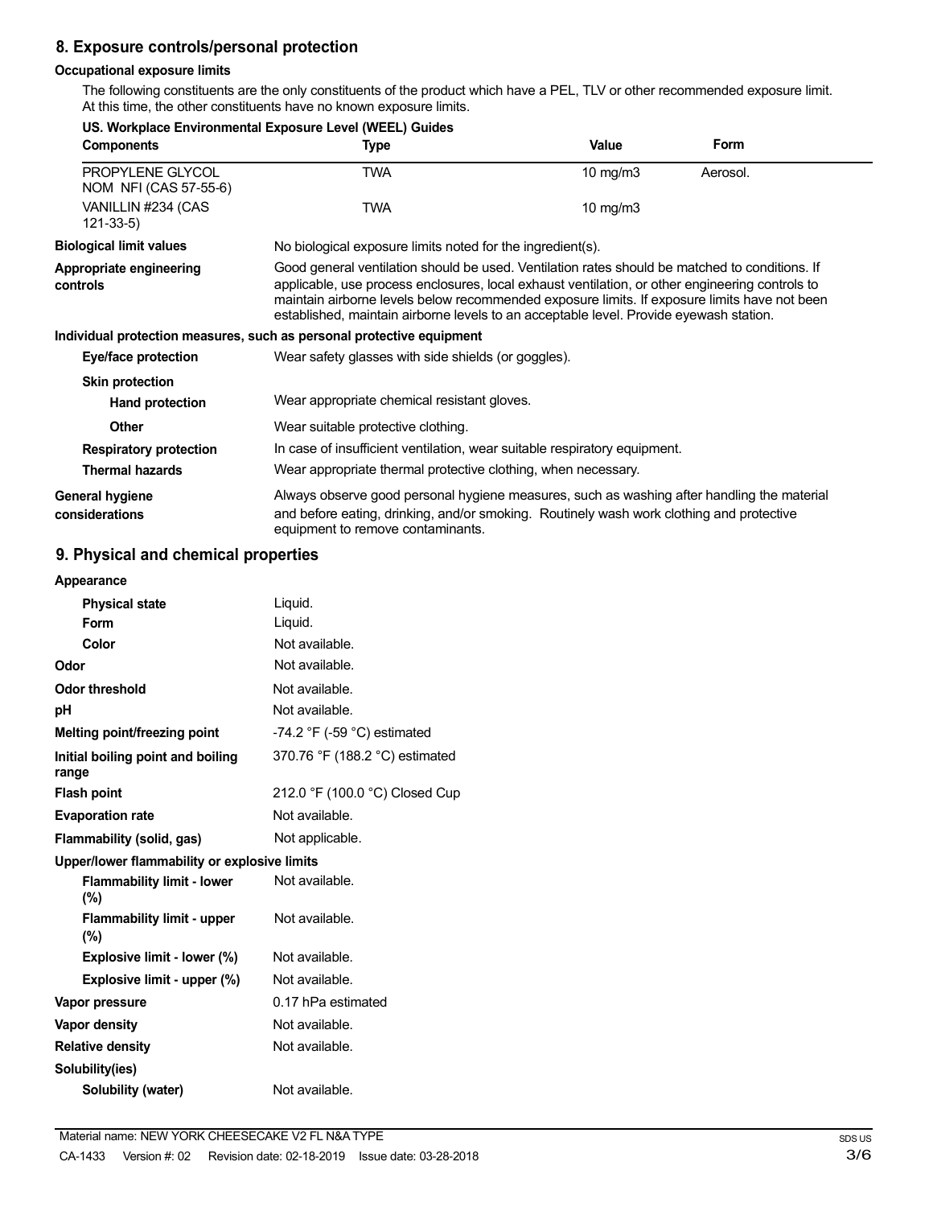## 8. Exposure controls/personal protection

### Occupational exposure limits

The following constituents are the only constituents of the product which have a PEL, TLV or other recommended exposure limit. At this time, the other constituents have no known exposure limits.

**US. Workplace Environmental Exposure Level (WEEL) Guides**

| Components | Type | Value | Form |
|---|---|---|---|
| PROPYLENE GLYCOL NOM NFI (CAS 57-55-6) | TWA | 10 mg/m3 | Aerosol. |
| VANILLIN #234 (CAS 121-33-5) | TWA | 10 mg/m3 | |

**Biological limit values**
No biological exposure limits noted for the ingredient(s).

**Appropriate engineering controls**
Good general ventilation should be used. Ventilation rates should be matched to conditions. If applicable, use process enclosures, local exhaust ventilation, or other engineering controls to maintain airborne levels below recommended exposure limits. If exposure limits have not been established, maintain airborne levels to an acceptable level. Provide eyewash station.

**Individual protection measures, such as personal protective equipment**

**Eye/face protection**
Wear safety glasses with side shields (or goggles).

**Skin protection**

**Hand protection**
Wear appropriate chemical resistant gloves.

**Other**
Wear suitable protective clothing.

**Respiratory protection**
In case of insufficient ventilation, wear suitable respiratory equipment.

**Thermal hazards**
Wear appropriate thermal protective clothing, when necessary.

**General hygiene considerations**
Always observe good personal hygiene measures, such as washing after handling the material and before eating, drinking, and/or smoking. Routinely wash work clothing and protective equipment to remove contaminants.

## 9. Physical and chemical properties

| Property | Value |
|---|---|
| **Appearance** | |
| Physical state | Liquid. |
| Form | Liquid. |
| Color | Not available. |
| **Odor** | Not available. |
| **Odor threshold** | Not available. |
| **pH** | Not available. |
| **Melting point/freezing point** | -74.2 °F (-59 °C) estimated |
| **Initial boiling point and boiling range** | 370.76 °F (188.2 °C) estimated |
| **Flash point** | 212.0 °F (100.0 °C) Closed Cup |
| **Evaporation rate** | Not available. |
| **Flammability (solid, gas)** | Not applicable. |
| **Upper/lower flammability or explosive limits** | |
| Flammability limit - lower (%) | Not available. |
| Flammability limit - upper (%) | Not available. |
| Explosive limit - lower (%) | Not available. |
| Explosive limit - upper (%) | Not available. |
| **Vapor pressure** | 0.17 hPa estimated |
| **Vapor density** | Not available. |
| **Relative density** | Not available. |
| **Solubility(ies)** | |
| Solubility (water) | Not available. |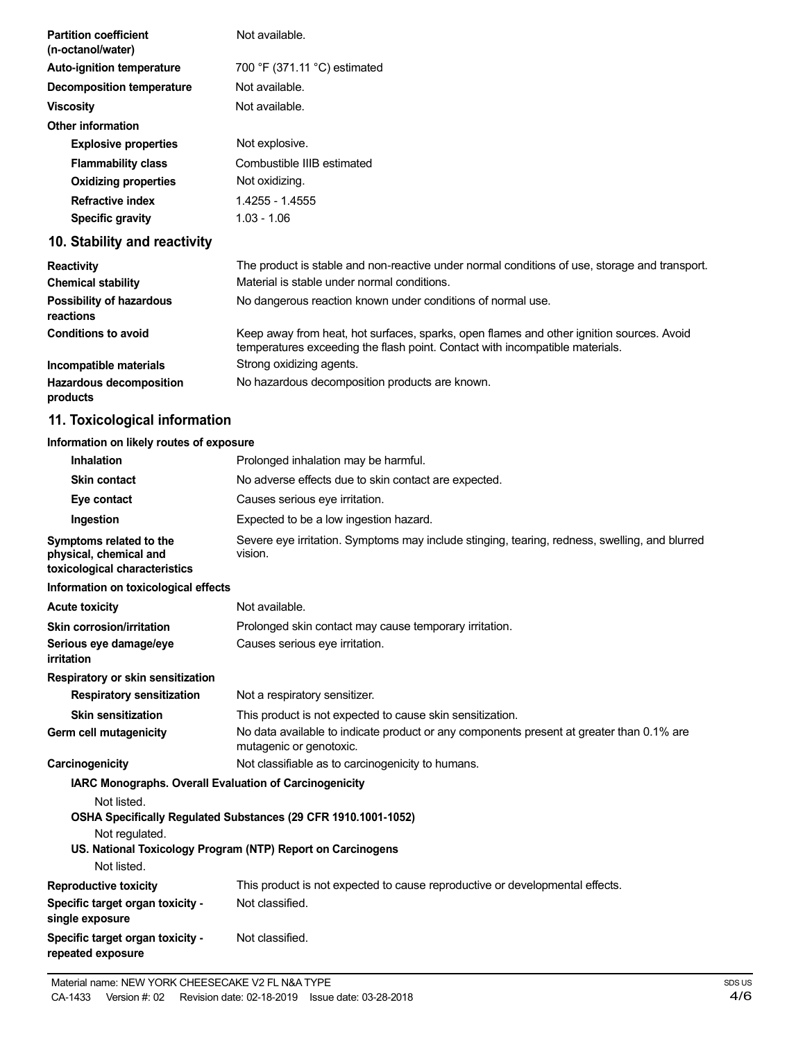| | |
|---|---|
| **Partition coefficient (n-octanol/water)** | Not available. |
| **Auto-ignition temperature** | 700 °F (371.11 °C) estimated |
| **Decomposition temperature** | Not available. |
| **Viscosity** | Not available. |
| **Other information** | |
| **Explosive properties** | Not explosive. |
| **Flammability class** | Combustible IIIB estimated |
| **Oxidizing properties** | Not oxidizing. |
| **Refractive index** | 1.4255 - 1.4555 |
| **Specific gravity** | 1.03 - 1.06 |

## 10. Stability and reactivity

| | |
|---|---|
| **Reactivity** | The product is stable and non-reactive under normal conditions of use, storage and transport. |
| **Chemical stability** | Material is stable under normal conditions. |
| **Possibility of hazardous reactions** | No dangerous reaction known under conditions of normal use. |
| **Conditions to avoid** | Keep away from heat, hot surfaces, sparks, open flames and other ignition sources. Avoid temperatures exceeding the flash point. Contact with incompatible materials. |
| **Incompatible materials** | Strong oxidizing agents. |
| **Hazardous decomposition products** | No hazardous decomposition products are known. |

## 11. Toxicological information

**Information on likely routes of exposure**

| | |
|---|---|
| **Inhalation** | Prolonged inhalation may be harmful. |
| **Skin contact** | No adverse effects due to skin contact are expected. |
| **Eye contact** | Causes serious eye irritation. |
| **Ingestion** | Expected to be a low ingestion hazard. |
| **Symptoms related to the physical, chemical and toxicological characteristics** | Severe eye irritation. Symptoms may include stinging, tearing, redness, swelling, and blurred vision. |

**Information on toxicological effects**

| | |
|---|---|
| **Acute toxicity** | Not available. |
| **Skin corrosion/irritation** | Prolonged skin contact may cause temporary irritation. |
| **Serious eye damage/eye irritation** | Causes serious eye irritation. |
| **Respiratory or skin sensitization** | |
| **Respiratory sensitization** | Not a respiratory sensitizer. |
| **Skin sensitization** | This product is not expected to cause skin sensitization. |
| **Germ cell mutagenicity** | No data available to indicate product or any components present at greater than 0.1% are mutagenic or genotoxic. |
| **Carcinogenicity** | Not classifiable as to carcinogenicity to humans. |

**IARC Monographs. Overall Evaluation of Carcinogenicity**

Not listed.

**OSHA Specifically Regulated Substances (29 CFR 1910.1001-1052)**

Not regulated.

**US. National Toxicology Program (NTP) Report on Carcinogens**

Not listed.

| | |
|---|---|
| **Reproductive toxicity** | This product is not expected to cause reproductive or developmental effects. |
| **Specific target organ toxicity - single exposure** | Not classified. |
| **Specific target organ toxicity - repeated exposure** | Not classified. |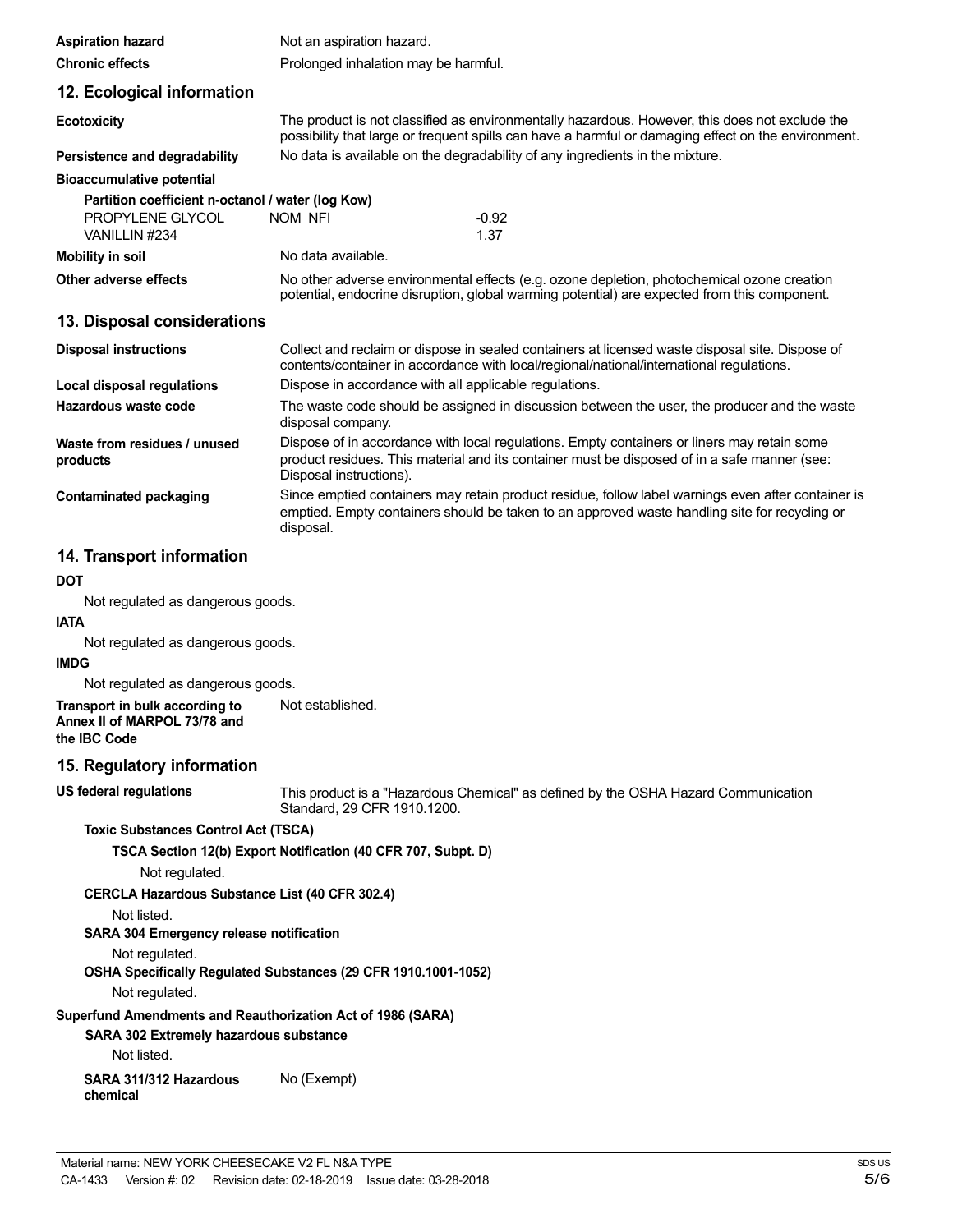| | |
|---|---|
| **Aspiration hazard** | Not an aspiration hazard. |
| **Chronic effects** | Prolonged inhalation may be harmful. |

## 12. Ecological information

| | |
|---|---|
| **Ecotoxicity** | The product is not classified as environmentally hazardous. However, this does not exclude the possibility that large or frequent spills can have a harmful or damaging effect on the environment. |
| **Persistence and degradability** | No data is available on the degradability of any ingredients in the mixture. |

**Bioaccumulative potential**

**Partition coefficient n-octanol / water (log Kow)**

| | | |
|---|---|---|
| PROPYLENE GLYCOL | NOM NFI | -0.92 |
| VANILLIN #234 | | 1.37 |

| | |
|---|---|
| **Mobility in soil** | No data available. |
| **Other adverse effects** | No other adverse environmental effects (e.g. ozone depletion, photochemical ozone creation potential, endocrine disruption, global warming potential) are expected from this component. |

## 13. Disposal considerations

| | |
|---|---|
| **Disposal instructions** | Collect and reclaim or dispose in sealed containers at licensed waste disposal site. Dispose of contents/container in accordance with local/regional/national/international regulations. |
| **Local disposal regulations** | Dispose in accordance with all applicable regulations. |
| **Hazardous waste code** | The waste code should be assigned in discussion between the user, the producer and the waste disposal company. |
| **Waste from residues / unused products** | Dispose of in accordance with local regulations. Empty containers or liners may retain some product residues. This material and its container must be disposed of in a safe manner (see: Disposal instructions). |
| **Contaminated packaging** | Since emptied containers may retain product residue, follow label warnings even after container is emptied. Empty containers should be taken to an approved waste handling site for recycling or disposal. |

## 14. Transport information

**DOT**

Not regulated as dangerous goods.

**IATA**

Not regulated as dangerous goods.

**IMDG**

Not regulated as dangerous goods.

| | |
|---|---|
| **Transport in bulk according to Annex II of MARPOL 73/78 and the IBC Code** | Not established. |

## 15. Regulatory information

| | |
|---|---|
| **US federal regulations** | This product is a "Hazardous Chemical" as defined by the OSHA Hazard Communication Standard, 29 CFR 1910.1200. |

**Toxic Substances Control Act (TSCA)**

**TSCA Section 12(b) Export Notification (40 CFR 707, Subpt. D)**

Not regulated.

**CERCLA Hazardous Substance List (40 CFR 302.4)**

Not listed.

**SARA 304 Emergency release notification**

Not regulated.

**OSHA Specifically Regulated Substances (29 CFR 1910.1001-1052)**

Not regulated.

**Superfund Amendments and Reauthorization Act of 1986 (SARA)**

**SARA 302 Extremely hazardous substance**

Not listed.

| | |
|---|---|
| **SARA 311/312 Hazardous chemical** | No (Exempt) |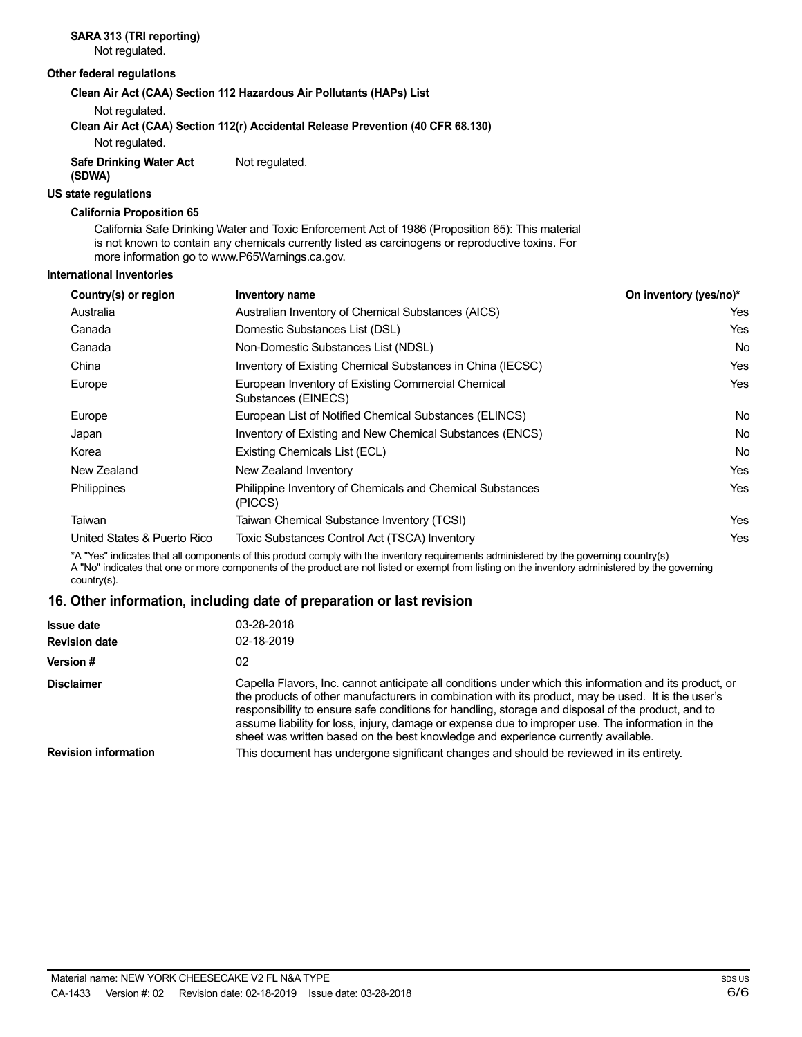**SARA 313 (TRI reporting)**

Not regulated.

**Other federal regulations**

**Clean Air Act (CAA) Section 112 Hazardous Air Pollutants (HAPs) List**

Not regulated.

**Clean Air Act (CAA) Section 112(r) Accidental Release Prevention (40 CFR 68.130)**

Not regulated.

**Safe Drinking Water Act (SDWA)** Not regulated.

**US state regulations**

**California Proposition 65**

California Safe Drinking Water and Toxic Enforcement Act of 1986 (Proposition 65): This material is not known to contain any chemicals currently listed as carcinogens or reproductive toxins. For more information go to www.P65Warnings.ca.gov.

**International Inventories**

| Country(s) or region | Inventory name | On inventory (yes/no)* |
|---|---|---|
| Australia | Australian Inventory of Chemical Substances (AICS) | Yes |
| Canada | Domestic Substances List (DSL) | Yes |
| Canada | Non-Domestic Substances List (NDSL) | No |
| China | Inventory of Existing Chemical Substances in China (IECSC) | Yes |
| Europe | European Inventory of Existing Commercial Chemical Substances (EINECS) | Yes |
| Europe | European List of Notified Chemical Substances (ELINCS) | No |
| Japan | Inventory of Existing and New Chemical Substances (ENCS) | No |
| Korea | Existing Chemicals List (ECL) | No |
| New Zealand | New Zealand Inventory | Yes |
| Philippines | Philippine Inventory of Chemicals and Chemical Substances (PICCS) | Yes |
| Taiwan | Taiwan Chemical Substance Inventory (TCSI) | Yes |
| United States & Puerto Rico | Toxic Substances Control Act (TSCA) Inventory | Yes |

*A "Yes" indicates that all components of this product comply with the inventory requirements administered by the governing country(s)
A "No" indicates that one or more components of the product are not listed or exempt from listing on the inventory administered by the governing country(s).

## 16. Other information, including date of preparation or last revision

**Issue date** 03-28-2018

**Revision date** 02-18-2019

**Version #** 02

**Disclaimer** Capella Flavors, Inc. cannot anticipate all conditions under which this information and its product, or the products of other manufacturers in combination with its product, may be used. It is the user's responsibility to ensure safe conditions for handling, storage and disposal of the product, and to assume liability for loss, injury, damage or expense due to improper use. The information in the sheet was written based on the best knowledge and experience currently available.

**Revision information** This document has undergone significant changes and should be reviewed in its entirety.